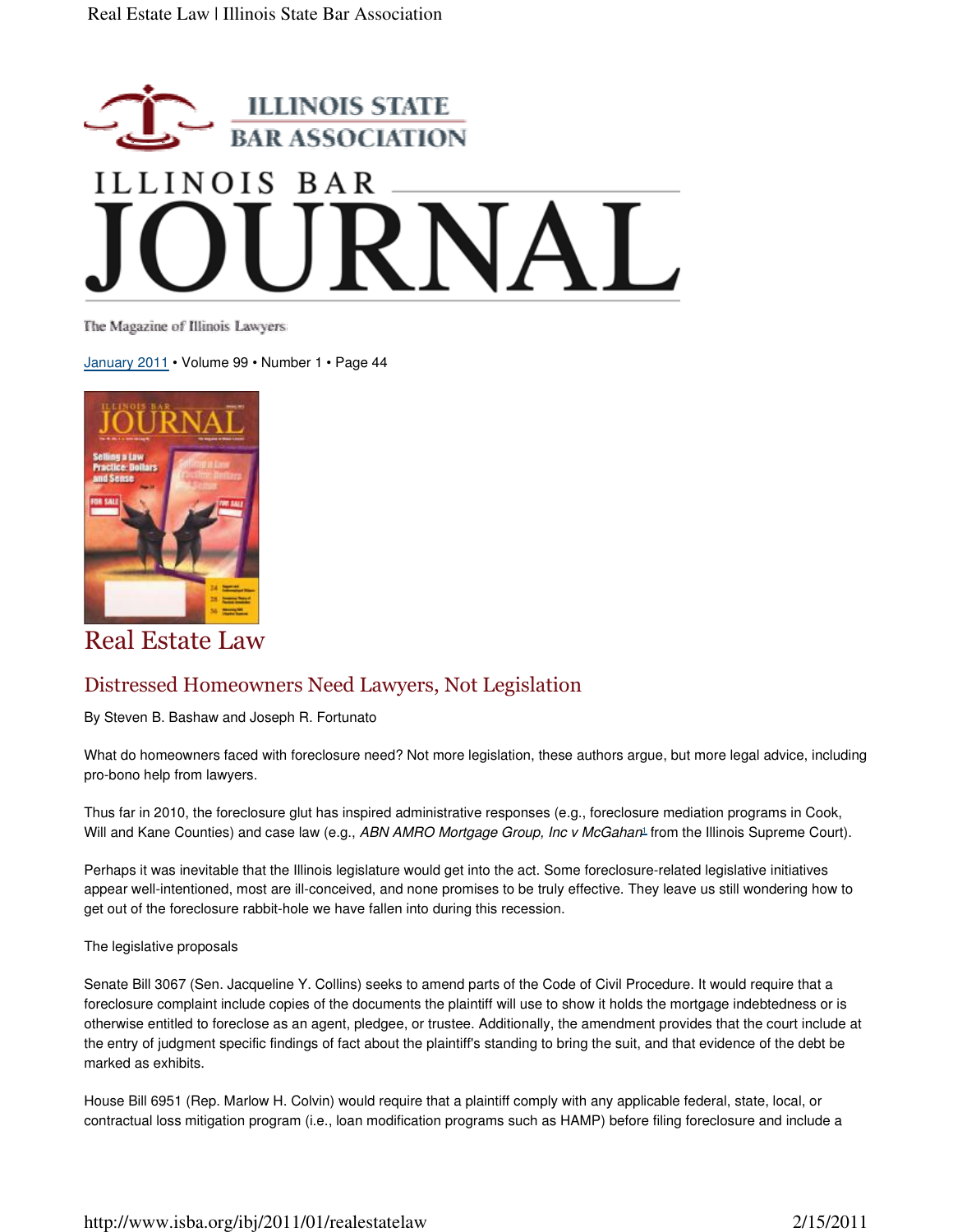# ILLINOIS STATE BAR ASSOCIATION

# ILLINOIS BAR JOURNAL

The Magazine of Illinois Lawyers

January 2011 • Volume 99 • Number 1 • Page 44

## Real Estate Law

### Distressed Homeowners Need Lawyers, Not Legislation

By Steven B. Bashaw and Joseph R. Fortunato

What do homeowners faced with foreclosure need? Not more legislation, these authors argue, but more legal advice, including pro-bono help from lawyers.

Thus far in 2010, the foreclosure glut has inspired administrative responses (e.g., foreclosure mediation programs in Cook, Will and Kane Counties) and case law (e.g., *ABN AMRO Mortgage Group, Inc v McGahan*[1] from the Illinois Supreme Court).

Perhaps it was inevitable that the Illinois legislature would get into the act. Some foreclosure-related legislative initiatives appear well-intentioned, most are ill-conceived, and none promises to be truly effective. They leave us still wondering how to get out of the foreclosure rabbit-hole we have fallen into during this recession.

The legislative proposals

Senate Bill 3067 (Sen. Jacqueline Y. Collins) seeks to amend parts of the Code of Civil Procedure. It would require that a foreclosure complaint include copies of the documents the plaintiff will use to show it holds the mortgage indebtedness or is otherwise entitled to foreclose as an agent, pledgee, or trustee. Additionally, the amendment provides that the court include at the entry of judgment specific findings of fact about the plaintiff's standing to bring the suit, and that evidence of the debt be marked as exhibits.

House Bill 6951 (Rep. Marlow H. Colvin) would require that a plaintiff comply with any applicable federal, state, local, or contractual loss mitigation program (i.e., loan modification programs such as HAMP) before filing foreclosure and include a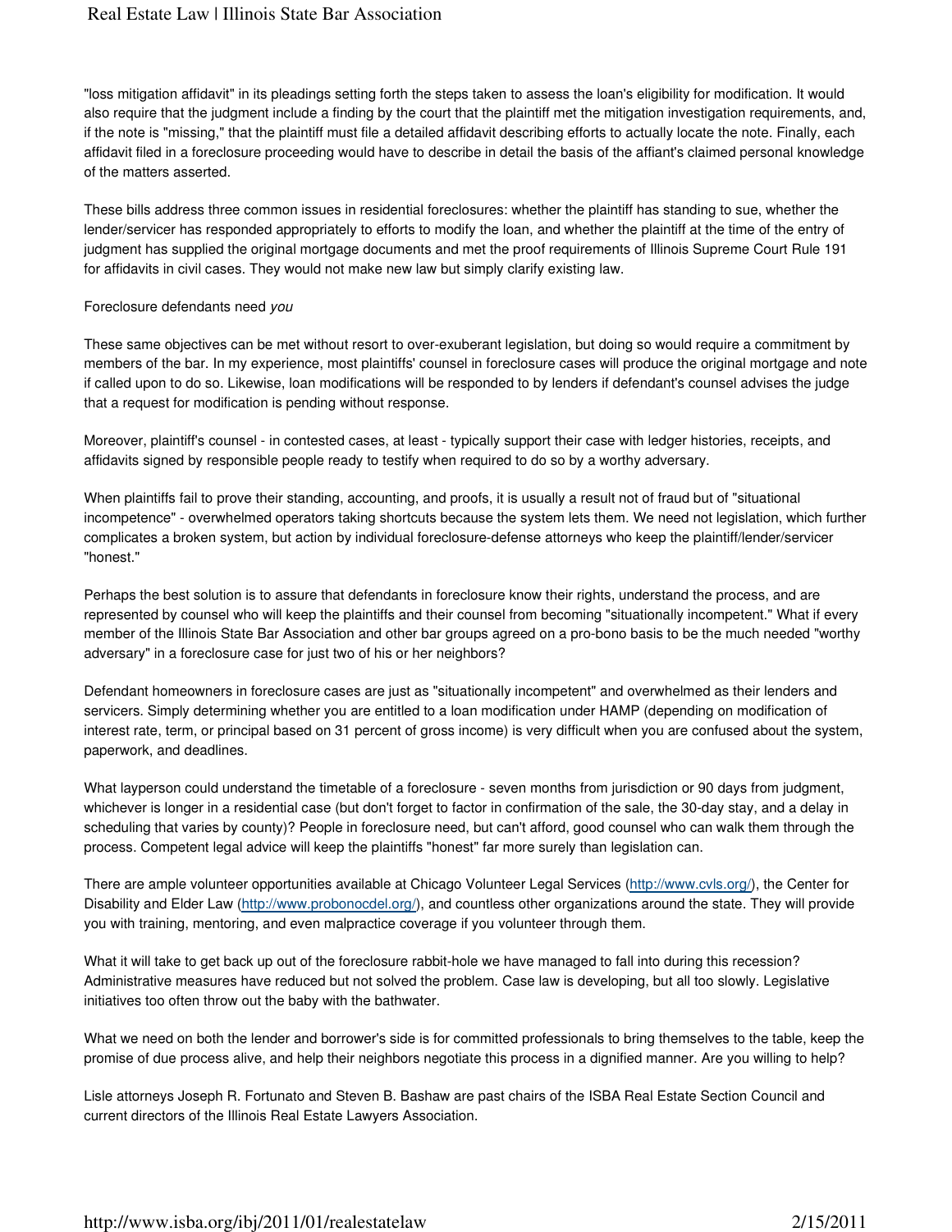"loss mitigation affidavit" in its pleadings setting forth the steps taken to assess the loan's eligibility for modification. It would also require that the judgment include a finding by the court that the plaintiff met the mitigation investigation requirements, and, if the note is "missing," that the plaintiff must file a detailed affidavit describing efforts to actually locate the note. Finally, each affidavit filed in a foreclosure proceeding would have to describe in detail the basis of the affiant's claimed personal knowledge of the matters asserted.

These bills address three common issues in residential foreclosures: whether the plaintiff has standing to sue, whether the lender/servicer has responded appropriately to efforts to modify the loan, and whether the plaintiff at the time of the entry of judgment has supplied the original mortgage documents and met the proof requirements of Illinois Supreme Court Rule 191 for affidavits in civil cases. They would not make new law but simply clarify existing law.

Foreclosure defendants need *you*

These same objectives can be met without resort to over-exuberant legislation, but doing so would require a commitment by members of the bar. In my experience, most plaintiffs' counsel in foreclosure cases will produce the original mortgage and note if called upon to do so. Likewise, loan modifications will be responded to by lenders if defendant's counsel advises the judge that a request for modification is pending without response.

Moreover, plaintiff's counsel - in contested cases, at least - typically support their case with ledger histories, receipts, and affidavits signed by responsible people ready to testify when required to do so by a worthy adversary.

When plaintiffs fail to prove their standing, accounting, and proofs, it is usually a result not of fraud but of "situational incompetence" - overwhelmed operators taking shortcuts because the system lets them. We need not legislation, which further complicates a broken system, but action by individual foreclosure-defense attorneys who keep the plaintiff/lender/servicer "honest."

Perhaps the best solution is to assure that defendants in foreclosure know their rights, understand the process, and are represented by counsel who will keep the plaintiffs and their counsel from becoming "situationally incompetent." What if every member of the Illinois State Bar Association and other bar groups agreed on a pro-bono basis to be the much needed "worthy adversary" in a foreclosure case for just two of his or her neighbors?

Defendant homeowners in foreclosure cases are just as "situationally incompetent" and overwhelmed as their lenders and servicers. Simply determining whether you are entitled to a loan modification under HAMP (depending on modification of interest rate, term, or principal based on 31 percent of gross income) is very difficult when you are confused about the system, paperwork, and deadlines.

What layperson could understand the timetable of a foreclosure - seven months from jurisdiction or 90 days from judgment, whichever is longer in a residential case (but don't forget to factor in confirmation of the sale, the 30-day stay, and a delay in scheduling that varies by county)? People in foreclosure need, but can't afford, good counsel who can walk them through the process. Competent legal advice will keep the plaintiffs "honest" far more surely than legislation can.

There are ample volunteer opportunities available at Chicago Volunteer Legal Services (http://www.cvls.org/), the Center for Disability and Elder Law (http://www.probonocdel.org/), and countless other organizations around the state. They will provide you with training, mentoring, and even malpractice coverage if you volunteer through them.

What it will take to get back up out of the foreclosure rabbit-hole we have managed to fall into during this recession? Administrative measures have reduced but not solved the problem. Case law is developing, but all too slowly. Legislative initiatives too often throw out the baby with the bathwater.

What we need on both the lender and borrower's side is for committed professionals to bring themselves to the table, keep the promise of due process alive, and help their neighbors negotiate this process in a dignified manner. Are you willing to help?

Lisle attorneys Joseph R. Fortunato and Steven B. Bashaw are past chairs of the ISBA Real Estate Section Council and current directors of the Illinois Real Estate Lawyers Association.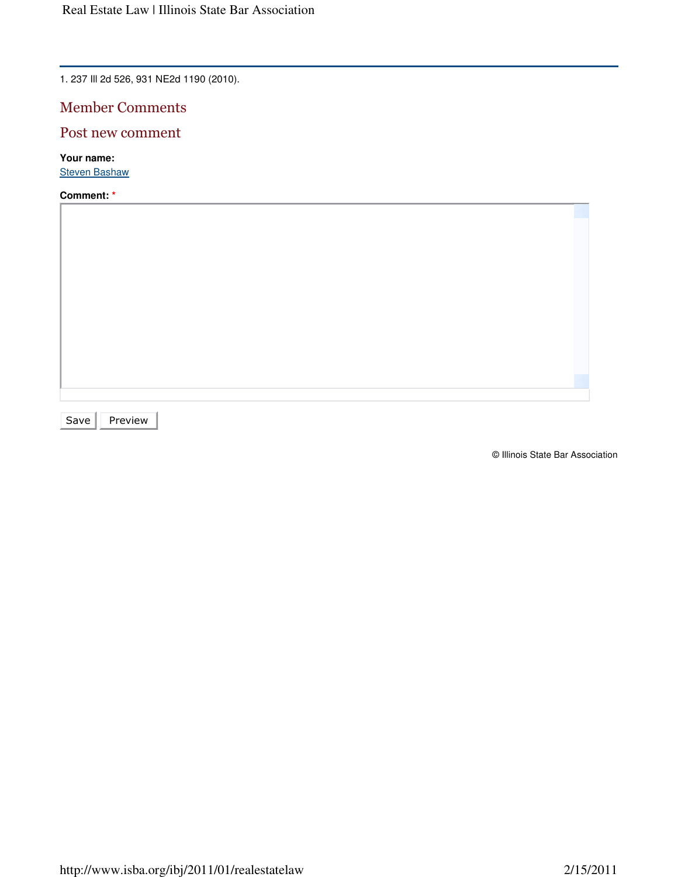1. 237 Ill 2d 526, 931 NE2d 1190 (2010).

## Member Comments

## Post new comment

**Your name:**
Steven Bashaw

**Comment:** *

Save Preview

© Illinois State Bar Association